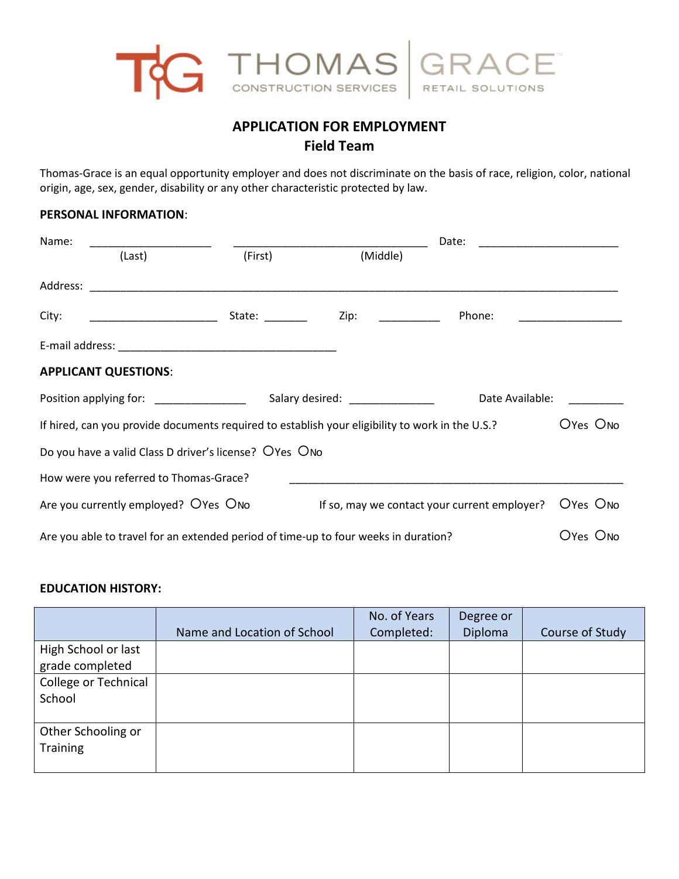THOMAS CONSTRUCTION SERVICES | GRACE RETAIL SOLUTIONS

# APPLICATION FOR EMPLOYMENT
## Field Team

Thomas-Grace is an equal opportunity employer and does not discriminate on the basis of race, religion, color, national origin, age, sex, gender, disability or any other characteristic protected by law.

**PERSONAL INFORMATION**:

Name: ____________________ ________________________________ Date: _______________________
(Last) (First) (Middle)

Address: ___________________________________________________________________________________

City: _____________________ State: _______ Zip: __________ Phone: _________________

E-mail address: ____________________________________

**APPLICANT QUESTIONS**:

Position applying for: _______________ Salary desired: ______________ Date Available: _________

If hired, can you provide documents required to establish your eligibility to work in the U.S.? ○Yes ○No

Do you have a valid Class D driver's license? ○Yes ○No

How were you referred to Thomas-Grace? _______________________________________________________

Are you currently employed? ○Yes ○No If so, may we contact your current employer? ○Yes ○No

Are you able to travel for an extended period of time-up to four weeks in duration? ○Yes ○No

**EDUCATION HISTORY:**

| | Name and Location of School | No. of Years Completed: | Degree or Diploma | Course of Study |
|---|---|---|---|---|
| High School or last grade completed | | | | |
| College or Technical School | | | | |
| Other Schooling or Training | | | | |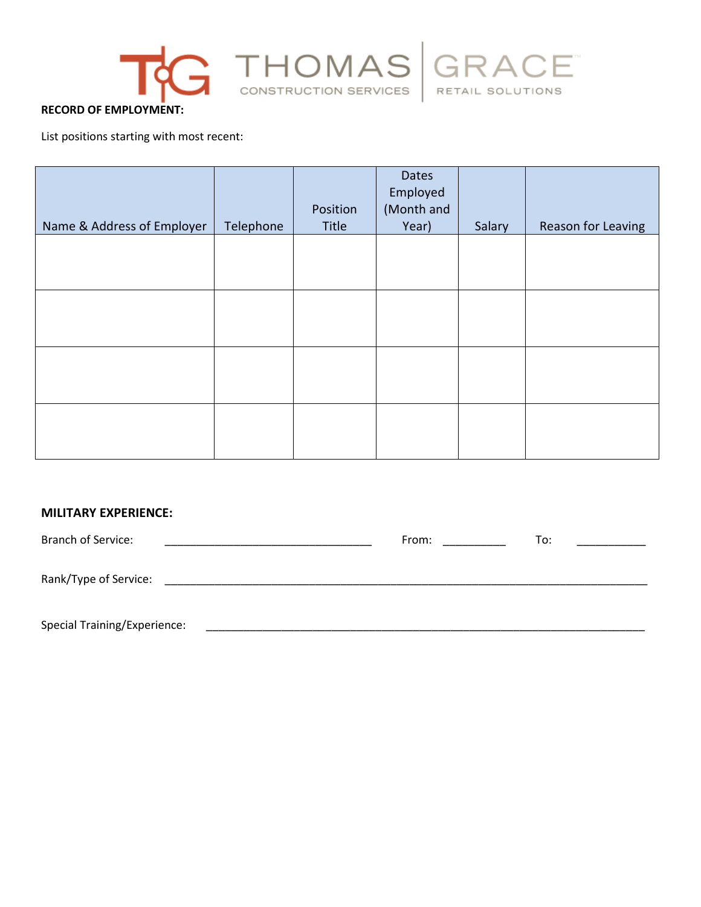**RECORD OF EMPLOYMENT:**

List positions starting with most recent:

| Name & Address of Employer | Telephone | Position Title | Dates Employed (Month and Year) | Salary | Reason for Leaving |
|---|---|---|---|---|---|
| | | | | | |
| | | | | | |
| | | | | | |
| | | | | | |

**MILITARY EXPERIENCE:**

Branch of Service: ________________________________ From: __________ To: ___________

Rank/Type of Service: ________________________________________________________________________________

Special Training/Experience: ___________________________________________________________________________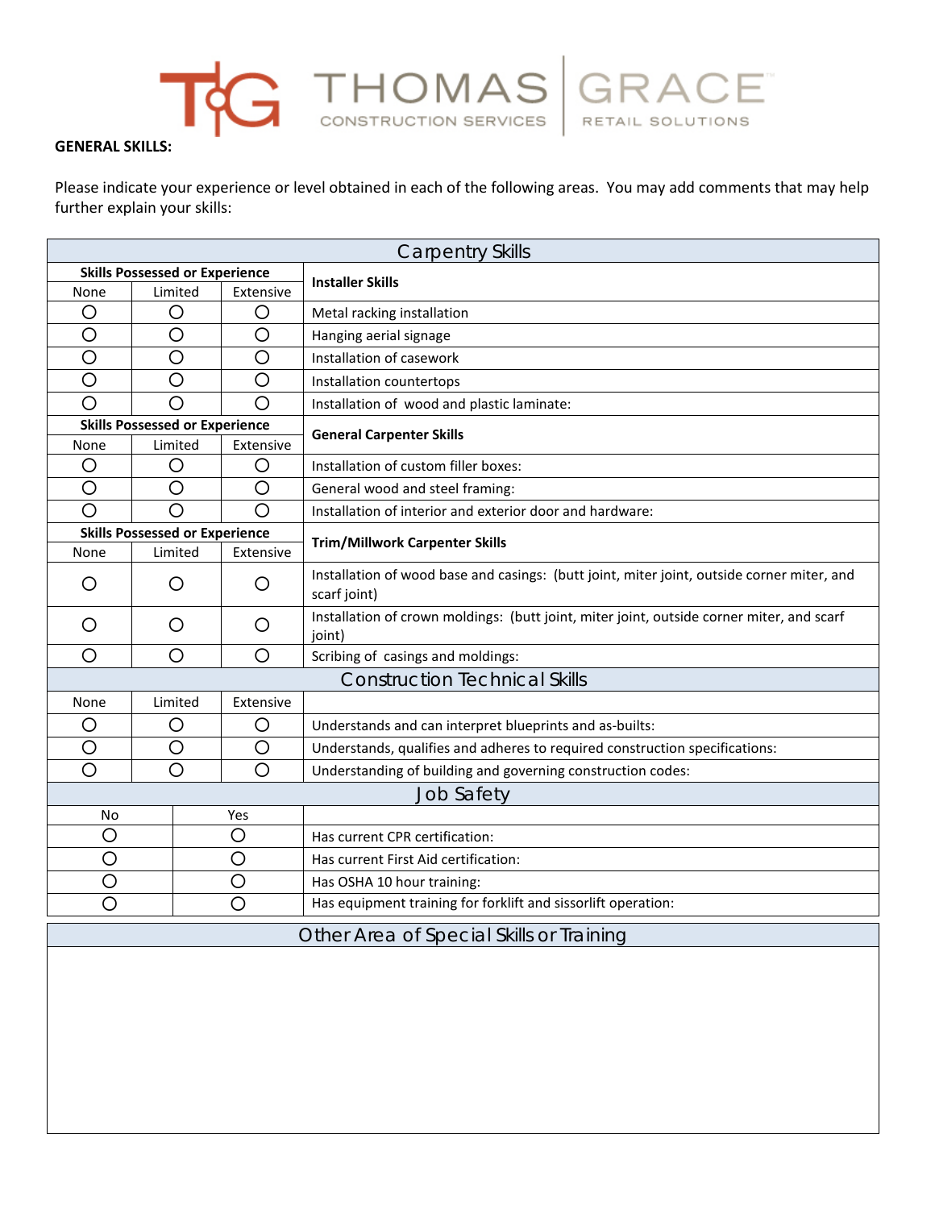**GENERAL SKILLS:**

Please indicate your experience or level obtained in each of the following areas. You may add comments that may help further explain your skills:

## Carpentry Skills

| None | Limited | Extensive | Installer Skills |
|---|---|---|---|
| ○ | ○ | ○ | Metal racking installation |
| ○ | ○ | ○ | Hanging aerial signage |
| ○ | ○ | ○ | Installation of casework |
| ○ | ○ | ○ | Installation countertops |
| ○ | ○ | ○ | Installation of wood and plastic laminate: |

| None | Limited | Extensive | General Carpenter Skills |
|---|---|---|---|
| ○ | ○ | ○ | Installation of custom filler boxes: |
| ○ | ○ | ○ | General wood and steel framing: |
| ○ | ○ | ○ | Installation of interior and exterior door and hardware: |

| None | Limited | Extensive | Trim/Millwork Carpenter Skills |
|---|---|---|---|
| ○ | ○ | ○ | Installation of wood base and casings: (butt joint, miter joint, outside corner miter, and scarf joint) |
| ○ | ○ | ○ | Installation of crown moldings: (butt joint, miter joint, outside corner miter, and scarf joint) |
| ○ | ○ | ○ | Scribing of casings and moldings: |

## Construction Technical Skills

| None | Limited | Extensive | |
|---|---|---|---|
| ○ | ○ | ○ | Understands and can interpret blueprints and as-builts: |
| ○ | ○ | ○ | Understands, qualifies and adheres to required construction specifications: |
| ○ | ○ | ○ | Understanding of building and governing construction codes: |

## Job Safety

| No | Yes | |
|---|---|---|
| ○ | ○ | Has current CPR certification: |
| ○ | ○ | Has current First Aid certification: |
| ○ | ○ | Has OSHA 10 hour training: |
| ○ | ○ | Has equipment training for forklift and sissorlift operation: |

## Other Area of Special Skills or Training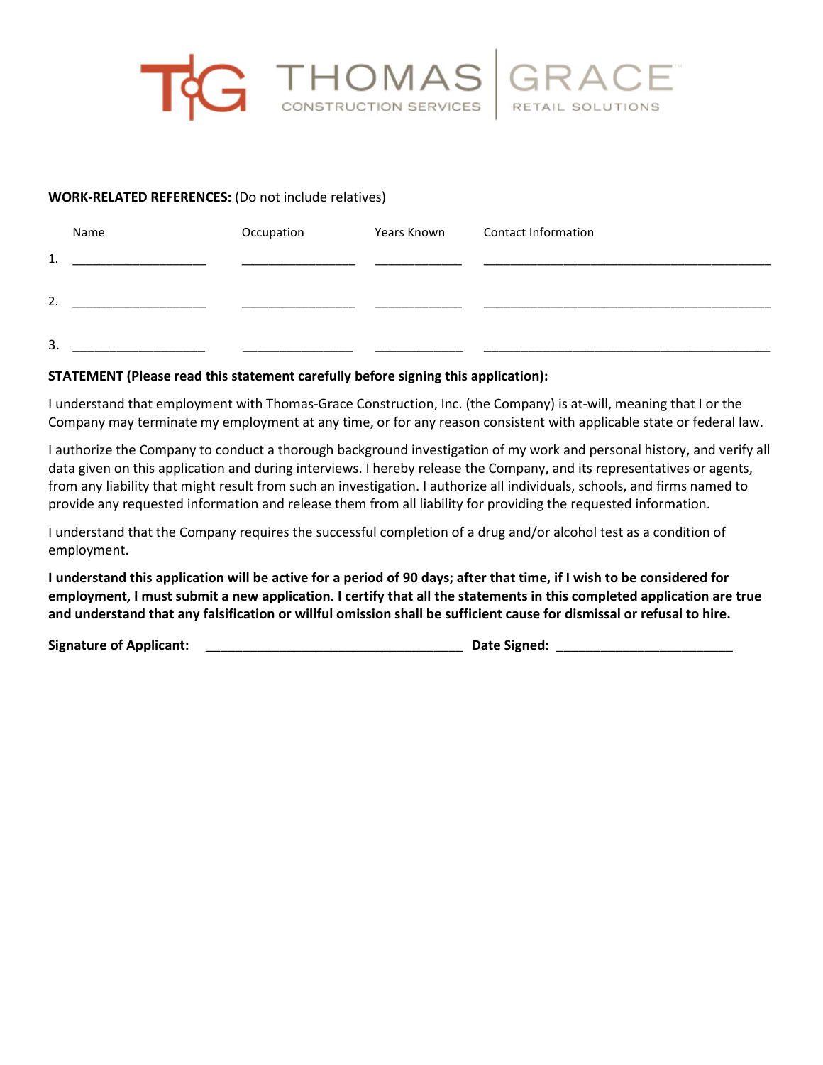**WORK-RELATED REFERENCES:** (Do not include relatives)

| | Name | Occupation | Years Known | Contact Information |
|---|---|---|---|---|
| 1. | ___________________ | ________________ | _____________ | __________________________________________ |
| 2. | ___________________ | ________________ | _____________ | __________________________________________ |
| 3. | ___________________ | ________________ | _____________ | __________________________________________ |

**STATEMENT (Please read this statement carefully before signing this application):**

I understand that employment with Thomas-Grace Construction, Inc. (the Company) is at-will, meaning that I or the Company may terminate my employment at any time, or for any reason consistent with applicable state or federal law.

I authorize the Company to conduct a thorough background investigation of my work and personal history, and verify all data given on this application and during interviews. I hereby release the Company, and its representatives or agents, from any liability that might result from such an investigation. I authorize all individuals, schools, and firms named to provide any requested information and release them from all liability for providing the requested information.

I understand that the Company requires the successful completion of a drug and/or alcohol test as a condition of employment.

**I understand this application will be active for a period of 90 days; after that time, if I wish to be considered for employment, I must submit a new application. I certify that all the statements in this completed application are true and understand that any falsification or willful omission shall be sufficient cause for dismissal or refusal to hire.**

**Signature of Applicant:** ____________________________________ **Date Signed:** ________________________